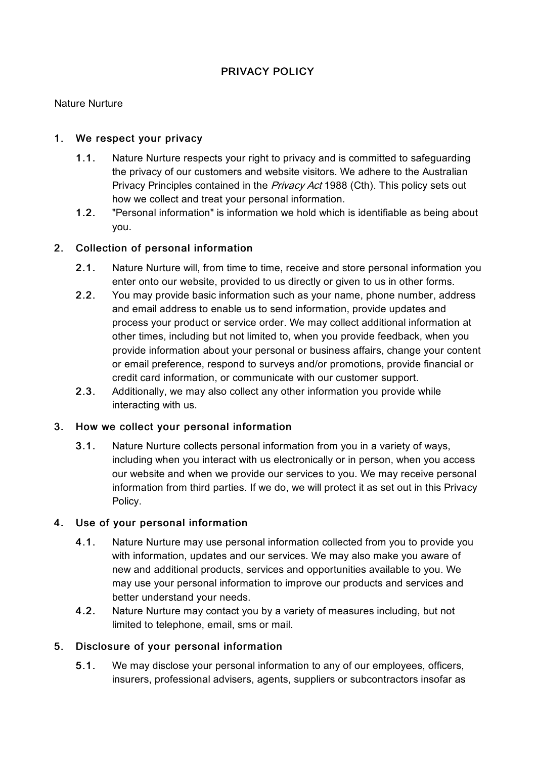# PRIVACY POLICY

Nature Nurture

## 1. We respect your privacy

1.1. Nature Nurture respects your right to privacy and is committed to safeguarding the privacy of our customers and website visitors. We adhere to the Australian Privacy Principles contained in the *Privacy Act* 1988 (Cth). This policy sets out how we collect and treat your personal information.

1.2. "Personal information" is information we hold which is identifiable as being about you.

## 2. Collection of personal information

2.1. Nature Nurture will, from time to time, receive and store personal information you enter onto our website, provided to us directly or given to us in other forms.

2.2. You may provide basic information such as your name, phone number, address and email address to enable us to send information, provide updates and process your product or service order. We may collect additional information at other times, including but not limited to, when you provide feedback, when you provide information about your personal or business affairs, change your content or email preference, respond to surveys and/or promotions, provide financial or credit card information, or communicate with our customer support.

2.3. Additionally, we may also collect any other information you provide while interacting with us.

## 3. How we collect your personal information

3.1. Nature Nurture collects personal information from you in a variety of ways, including when you interact with us electronically or in person, when you access our website and when we provide our services to you. We may receive personal information from third parties. If we do, we will protect it as set out in this Privacy Policy.

## 4. Use of your personal information

4.1. Nature Nurture may use personal information collected from you to provide you with information, updates and our services. We may also make you aware of new and additional products, services and opportunities available to you. We may use your personal information to improve our products and services and better understand your needs.

4.2. Nature Nurture may contact you by a variety of measures including, but not limited to telephone, email, sms or mail.

## 5. Disclosure of your personal information

5.1. We may disclose your personal information to any of our employees, officers, insurers, professional advisers, agents, suppliers or subcontractors insofar as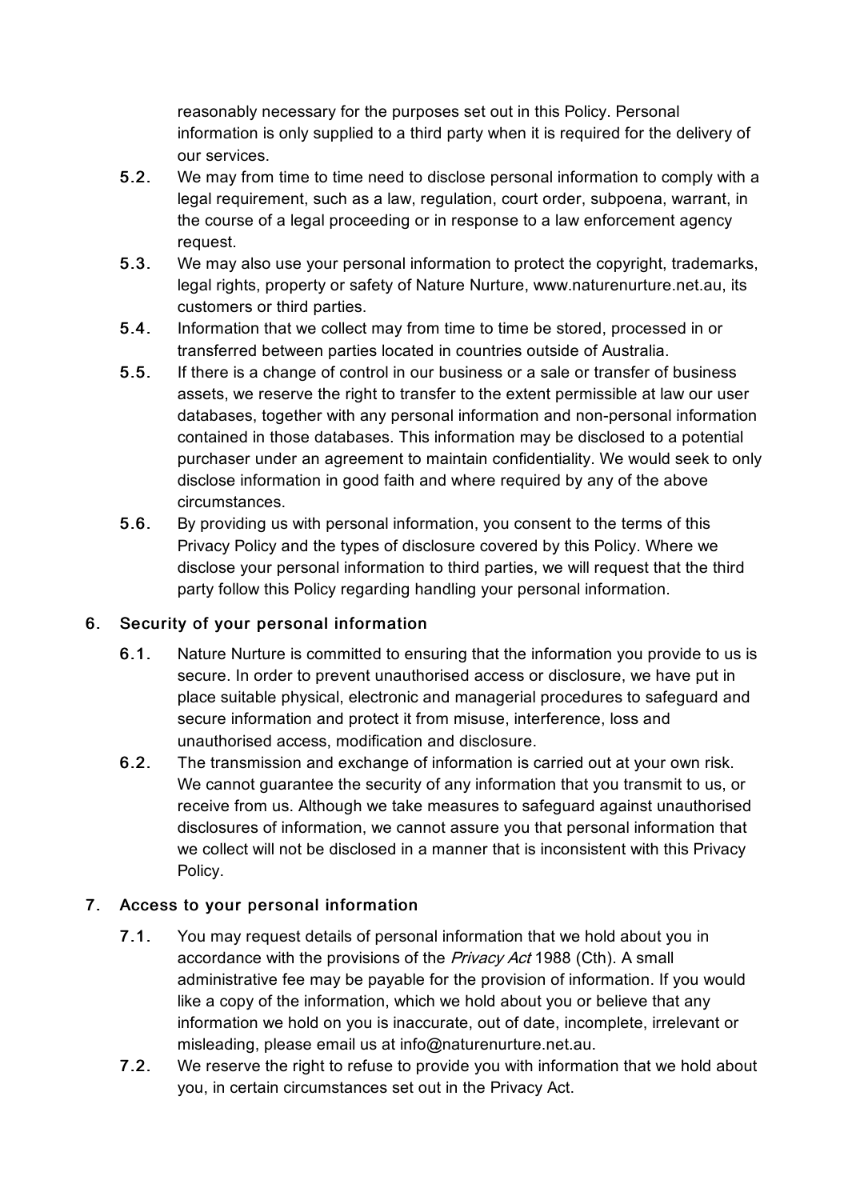reasonably necessary for the purposes set out in this Policy. Personal information is only supplied to a third party when it is required for the delivery of our services.

- **5.2.** We may from time to time need to disclose personal information to comply with a legal requirement, such as a law, regulation, court order, subpoena, warrant, in the course of a legal proceeding or in response to a law enforcement agency request.
- **5.3.** We may also use your personal information to protect the copyright, trademarks, legal rights, property or safety of Nature Nurture, www.naturenurture.net.au, its customers or third parties.
- **5.4.** Information that we collect may from time to time be stored, processed in or transferred between parties located in countries outside of Australia.
- **5.5.** If there is a change of control in our business or a sale or transfer of business assets, we reserve the right to transfer to the extent permissible at law our user databases, together with any personal information and non-personal information contained in those databases. This information may be disclosed to a potential purchaser under an agreement to maintain confidentiality. We would seek to only disclose information in good faith and where required by any of the above circumstances.
- **5.6.** By providing us with personal information, you consent to the terms of this Privacy Policy and the types of disclosure covered by this Policy. Where we disclose your personal information to third parties, we will request that the third party follow this Policy regarding handling your personal information.

## 6. Security of your personal information

- **6.1.** Nature Nurture is committed to ensuring that the information you provide to us is secure. In order to prevent unauthorised access or disclosure, we have put in place suitable physical, electronic and managerial procedures to safeguard and secure information and protect it from misuse, interference, loss and unauthorised access, modification and disclosure.
- **6.2.** The transmission and exchange of information is carried out at your own risk. We cannot guarantee the security of any information that you transmit to us, or receive from us. Although we take measures to safeguard against unauthorised disclosures of information, we cannot assure you that personal information that we collect will not be disclosed in a manner that is inconsistent with this Privacy Policy.

## 7. Access to your personal information

- **7.1.** You may request details of personal information that we hold about you in accordance with the provisions of the *Privacy Act* 1988 (Cth). A small administrative fee may be payable for the provision of information. If you would like a copy of the information, which we hold about you or believe that any information we hold on you is inaccurate, out of date, incomplete, irrelevant or misleading, please email us at info@naturenurture.net.au.
- **7.2.** We reserve the right to refuse to provide you with information that we hold about you, in certain circumstances set out in the Privacy Act.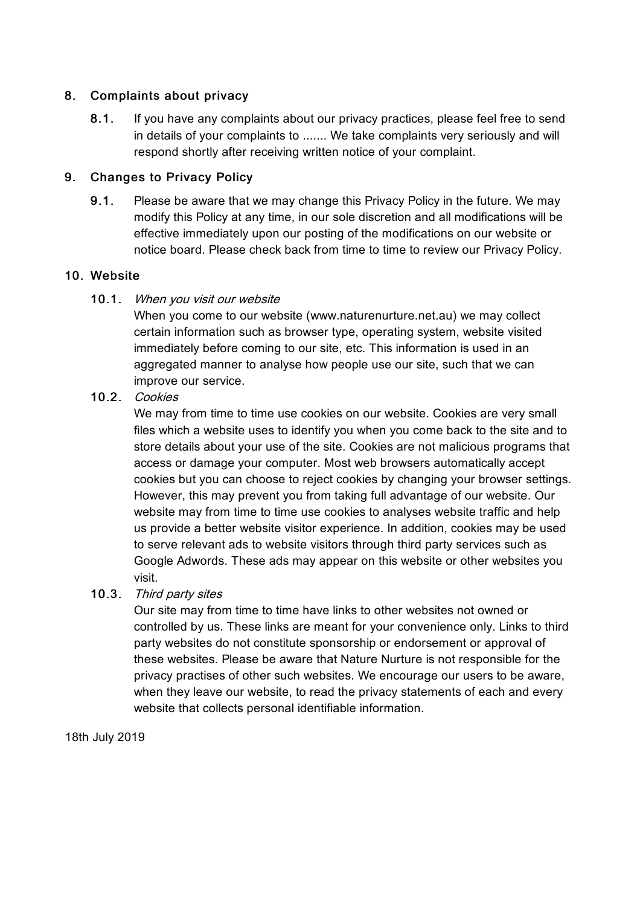## 8. Complaints about privacy

8.1. If you have any complaints about our privacy practices, please feel free to send in details of your complaints to ....... We take complaints very seriously and will respond shortly after receiving written notice of your complaint.

## 9. Changes to Privacy Policy

9.1. Please be aware that we may change this Privacy Policy in the future. We may modify this Policy at any time, in our sole discretion and all modifications will be effective immediately upon our posting of the modifications on our website or notice board. Please check back from time to time to review our Privacy Policy.

## 10. Website

10.1. *When you visit our website*

When you come to our website (www.naturenurture.net.au) we may collect certain information such as browser type, operating system, website visited immediately before coming to our site, etc. This information is used in an aggregated manner to analyse how people use our site, such that we can improve our service.

10.2. *Cookies*

We may from time to time use cookies on our website. Cookies are very small files which a website uses to identify you when you come back to the site and to store details about your use of the site. Cookies are not malicious programs that access or damage your computer. Most web browsers automatically accept cookies but you can choose to reject cookies by changing your browser settings. However, this may prevent you from taking full advantage of our website. Our website may from time to time use cookies to analyses website traffic and help us provide a better website visitor experience. In addition, cookies may be used to serve relevant ads to website visitors through third party services such as Google Adwords. These ads may appear on this website or other websites you visit.

10.3. *Third party sites*

Our site may from time to time have links to other websites not owned or controlled by us. These links are meant for your convenience only. Links to third party websites do not constitute sponsorship or endorsement or approval of these websites. Please be aware that Nature Nurture is not responsible for the privacy practises of other such websites. We encourage our users to be aware, when they leave our website, to read the privacy statements of each and every website that collects personal identifiable information.

18th July 2019